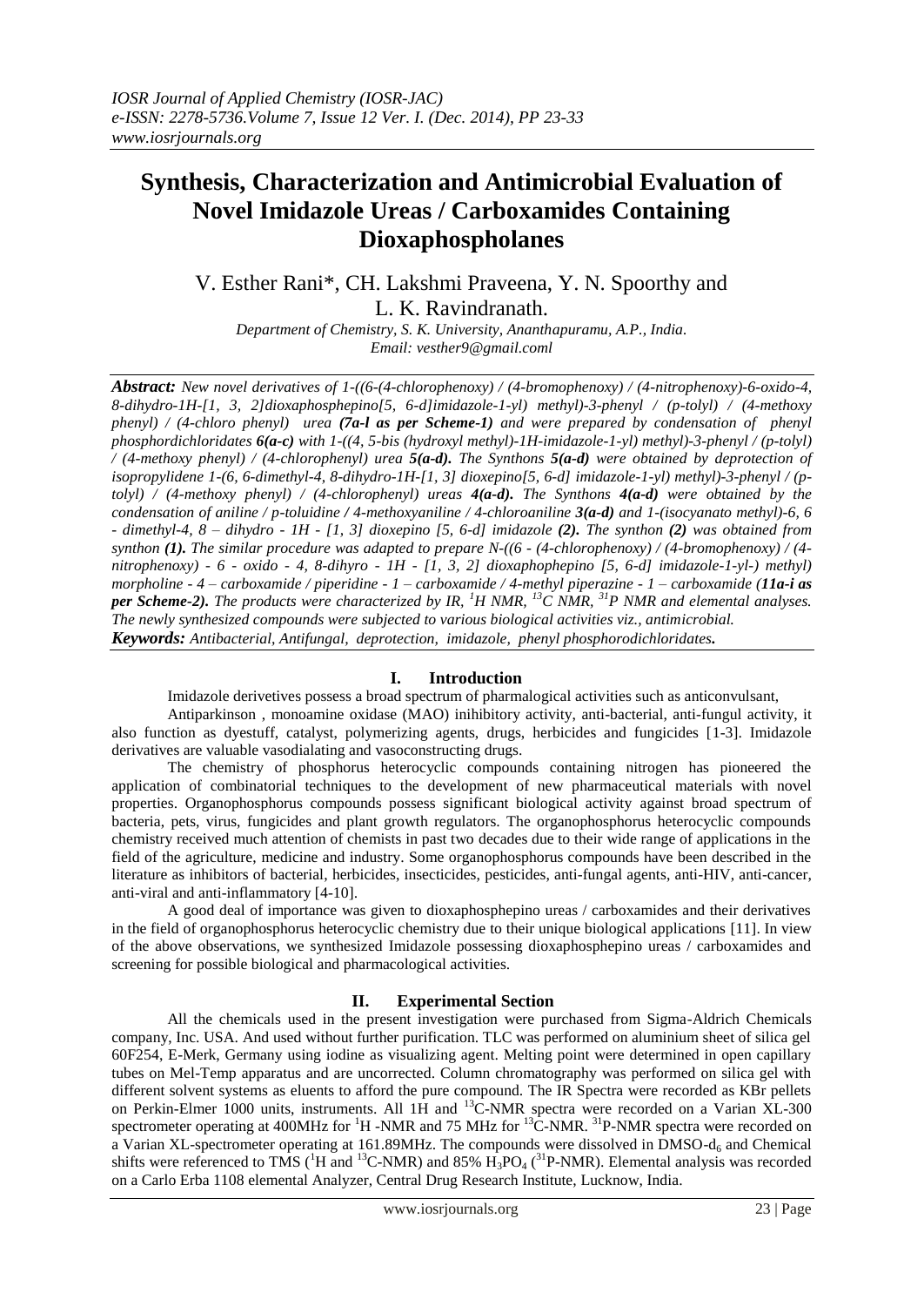# Synthesis, Characterization and Antimicrobial Evaluation of Novel Imidazole Ureas / Carboxamides Containing Dioxaphospholanes

V. Esther Rani*, CH. Lakshmi Praveena, Y. N. Spoorthy and L. K. Ravindranath.

*Department of Chemistry, S. K. University, Ananthapuramu, A.P., India.*
*Email: vesther9@gmail.coml*

***Abstract:** New novel derivatives of 1-((6-(4-chlorophenoxy) / (4-bromophenoxy) / (4-nitrophenoxy)-6-oxido-4, 8-dihydro-1H-[1, 3, 2]dioxaphosphepino[5, 6-d]imidazole-1-yl) methyl)-3-phenyl / (p-tolyl) / (4-methoxy phenyl) / (4-chloro phenyl) urea **(7a-l as per Scheme-1)** and were prepared by condensation of phenyl phosphordichloridates **6(a-c)** with 1-((4, 5-bis (hydroxyl methyl)-1H-imidazole-1-yl) methyl)-3-phenyl / (p-tolyl) / (4-methoxy phenyl) / (4-chlorophenyl) urea **5(a-d)**. The Synthons **5(a-d)** were obtained by deprotection of isopropylidene 1-(6, 6-dimethyl-4, 8-dihydro-1H-[1, 3] dioxepino[5, 6-d] imidazole-1-yl) methyl)-3-phenyl / (p-tolyl) / (4-methoxy phenyl) / (4-chlorophenyl) ureas **4(a-d)**. The Synthons **4(a-d)** were obtained by the condensation of aniline / p-toluidine / 4-methoxyaniline / 4-chloroaniline **3(a-d)** and 1-(isocyanato methyl)-6, 6 - dimethyl-4, 8 – dihydro - 1H - [1, 3] dioxepino [5, 6-d] imidazole **(2)**. The synthon **(2)** was obtained from synthon **(1)**. The similar procedure was adapted to prepare N-((6 - (4-chlorophenoxy) / (4-bromophenoxy) / (4-nitrophenoxy) - 6 - oxido - 4, 8-dihyro - 1H - [1, 3, 2] dioxaphophepino [5, 6-d] imidazole-1-yl-) methyl) morpholine - 4 – carboxamide / piperidine - 1 – carboxamide / 4-methyl piperazine - 1 – carboxamide **(11a-i as per Scheme-2)**. The products were characterized by IR, $^1H$ NMR, $^{13}C$ NMR, $^{31}P$ NMR and elemental analyses. The newly synthesized compounds were subjected to various biological activities viz., antimicrobial.*

***Keywords:** Antibacterial, Antifungal, deprotection, imidazole, phenyl phosphorodichloridates.*

## I. Introduction

Imidazole derivetives possess a broad spectrum of pharmalogical activities such as anticonvulsant,

Antiparkinson , monoamine oxidase (MAO) inihibitory activity, anti-bacterial, anti-fungul activity, it also function as dyestuff, catalyst, polymerizing agents, drugs, herbicides and fungicides [1-3]. Imidazole derivatives are valuable vasodialating and vasoconstructing drugs.

The chemistry of phosphorus heterocyclic compounds containing nitrogen has pioneered the application of combinatorial techniques to the development of new pharmaceutical materials with novel properties. Organophosphorus compounds possess significant biological activity against broad spectrum of bacteria, pets, virus, fungicides and plant growth regulators. The organophosphorus heterocyclic compounds chemistry received much attention of chemists in past two decades due to their wide range of applications in the field of the agriculture, medicine and industry. Some organophosphorus compounds have been described in the literature as inhibitors of bacterial, herbicides, insecticides, pesticides, anti-fungal agents, anti-HIV, anti-cancer, anti-viral and anti-inflammatory [4-10].

A good deal of importance was given to dioxaphosphepino ureas / carboxamides and their derivatives in the field of organophosphorus heterocyclic chemistry due to their unique biological applications [11]. In view of the above observations, we synthesized Imidazole possessing dioxaphosphepino ureas / carboxamides and screening for possible biological and pharmacological activities.

## II. Experimental Section

All the chemicals used in the present investigation were purchased from Sigma-Aldrich Chemicals company, Inc. USA. And used without further purification. TLC was performed on aluminium sheet of silica gel 60F254, E-Merk, Germany using iodine as visualizing agent. Melting point were determined in open capillary tubes on Mel-Temp apparatus and are uncorrected. Column chromatography was performed on silica gel with different solvent systems as eluents to afford the pure compound. The IR Spectra were recorded as KBr pellets on Perkin-Elmer 1000 units, instruments. All 1H and $^{13}C$-NMR spectra were recorded on a Varian XL-300 spectrometer operating at 400MHz for $^1H$ -NMR and 75 MHz for $^{13}C$-NMR. $^{31}P$-NMR spectra were recorded on a Varian XL-spectrometer operating at 161.89MHz. The compounds were dissolved in DMSO-$d_6$ and Chemical shifts were referenced to TMS ($^1H$ and $^{13}C$-NMR) and 85% $H_3PO_4$ ($^{31}P$-NMR). Elemental analysis was recorded on a Carlo Erba 1108 elemental Analyzer, Central Drug Research Institute, Lucknow, India.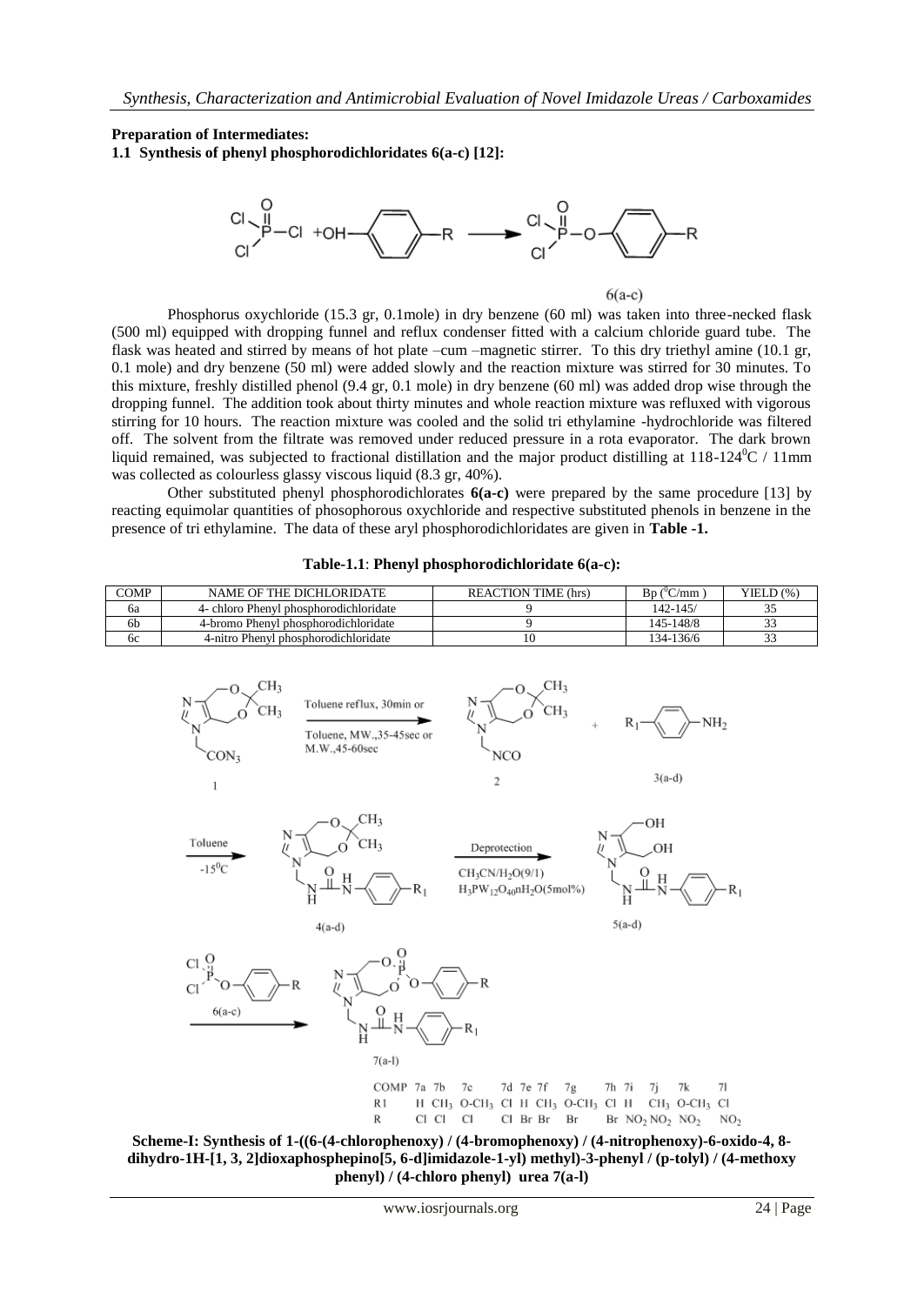**Preparation of Intermediates:**

**1.1 Synthesis of phenyl phosphorodichloridates 6(a-c) [12]:**

6(a-c)

Phosphorus oxychloride (15.3 gr, 0.1mole) in dry benzene (60 ml) was taken into three-necked flask (500 ml) equipped with dropping funnel and reflux condenser fitted with a calcium chloride guard tube. The flask was heated and stirred by means of hot plate –cum –magnetic stirrer. To this dry triethyl amine (10.1 gr, 0.1 mole) and dry benzene (50 ml) were added slowly and the reaction mixture was stirred for 30 minutes. To this mixture, freshly distilled phenol (9.4 gr, 0.1 mole) in dry benzene (60 ml) was added drop wise through the dropping funnel. The addition took about thirty minutes and whole reaction mixture was refluxed with vigorous stirring for 10 hours. The reaction mixture was cooled and the solid tri ethylamine -hydrochloride was filtered off. The solvent from the filtrate was removed under reduced pressure in a rota evaporator. The dark brown liquid remained, was subjected to fractional distillation and the major product distilling at 118-124$^0$C / 11mm was collected as colourless glassy viscous liquid (8.3 gr, 40%).

Other substituted phenyl phosphorodichlorates **6(a-c)** were prepared by the same procedure [13] by reacting equimolar quantities of phosophorous oxychloride and respective substituted phenols in benzene in the presence of tri ethylamine. The data of these aryl phosphorodichloridates are given in **Table -1.**

**Table-1.1**: **Phenyl phosphorodichloridate 6(a-c):**

| COMP | NAME OF THE DICHLORIDATE | REACTION TIME (hrs) | Bp ($^0$C/mm ) | YIELD (%) |
|---|---|---|---|---|
| 6a | 4- chloro Phenyl phosphorodichloridate | 9 | 142-145/ | 35 |
| 6b | 4-bromo Phenyl phosphorodichloridate | 9 | 145-148/8 | 33 |
| 6c | 4-nitro Phenyl phosphorodichloridate | 10 | 134-136/6 | 33 |

Toluene reflux, 30min or Toluene, MW.,35-45sec or M.W.,45-60sec

Toluene -15$^0$C

Deprotection $CH_3CN/H_2O(9/1)$ $H_3PW_{12}O_{40}nH_2O$(5mol%)

| COMP | 7a | 7b | 7c | 7d | 7e | 7f | 7g | 7h | 7i | 7j | 7k | 7l |
|---|---|---|---|---|---|---|---|---|---|---|---|---|
| R1 | H | $CH_3$ | O-$CH_3$ | Cl | H | $CH_3$ | O-$CH_3$ | Cl | H | $CH_3$ | O-$CH_3$ | Cl |
| R | Cl | Cl | Cl | Cl | Br | Br | Br | Br | $NO_2$ | $NO_2$ | $NO_2$ | $NO_2$ |

**Scheme-I: Synthesis of 1-((6-(4-chlorophenoxy) / (4-bromophenoxy) / (4-nitrophenoxy)-6-oxido-4, 8-dihydro-1H-[1, 3, 2]dioxaphosphepino[5, 6-d]imidazole-1-yl) methyl)-3-phenyl / (p-tolyl) / (4-methoxy phenyl) / (4-chloro phenyl) urea 7(a-l)**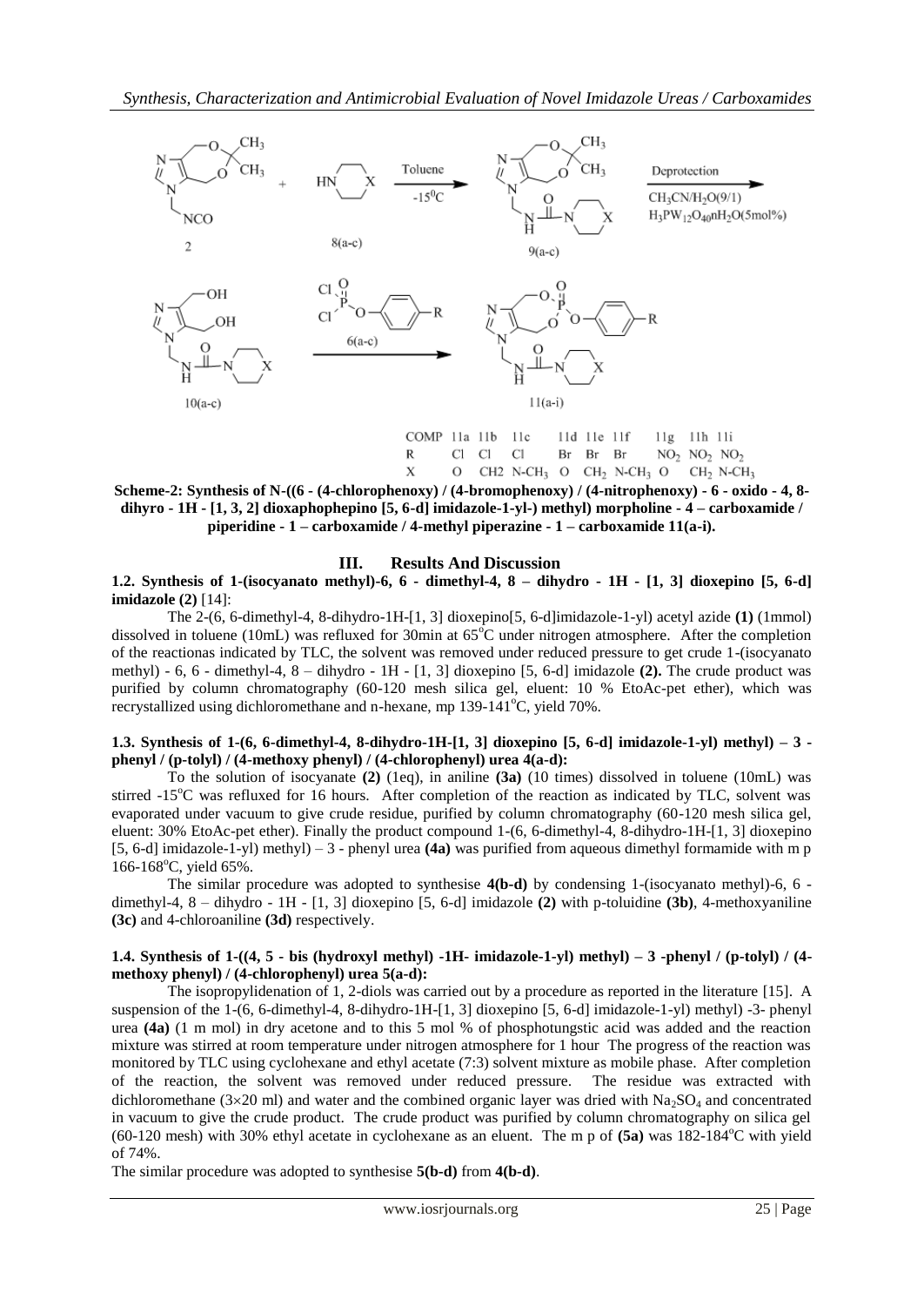| COMP | 11a | 11b | 11c | 11d | 11e | 11f | 11g | 11h | 11i |
| --- | --- | --- | --- | --- | --- | --- | --- | --- | --- |
| R | Cl | Cl | Cl | Br | Br | Br | $NO_2$ | $NO_2$ | $NO_2$ |
| X | O | CH2 | N-$CH_3$ | O | $CH_2$ | N-$CH_3$ | O | $CH_2$ | N-$CH_3$ |

**Scheme-2: Synthesis of N-((6 - (4-chlorophenoxy) / (4-bromophenoxy) / (4-nitrophenoxy) - 6 - oxido - 4, 8-dihyro - 1H - [1, 3, 2] dioxaphophepino [5, 6-d] imidazole-1-yl-) methyl) morpholine - 4 – carboxamide / piperidine - 1 – carboxamide / 4-methyl piperazine - 1 – carboxamide 11(a-i).**

## III. Results And Discussion

**1.2. Synthesis of 1-(isocyanato methyl)-6, 6 - dimethyl-4, 8 – dihydro - 1H - [1, 3] dioxepino [5, 6-d] imidazole (2)** [14]:

The 2-(6, 6-dimethyl-4, 8-dihydro-1H-[1, 3] dioxepino[5, 6-d]imidazole-1-yl) acetyl azide **(1)** (1mmol) dissolved in toluene (10mL) was refluxed for 30min at 65°C under nitrogen atmosphere. After the completion of the reactionas indicated by TLC, the solvent was removed under reduced pressure to get crude 1-(isocyanato methyl) - 6, 6 - dimethyl-4, 8 – dihydro - 1H - [1, 3] dioxepino [5, 6-d] imidazole **(2).** The crude product was purified by column chromatography (60-120 mesh silica gel, eluent: 10 % EtoAc-pet ether), which was recrystallized using dichloromethane and n-hexane, mp 139-141°C, yield 70%.

**1.3. Synthesis of 1-(6, 6-dimethyl-4, 8-dihydro-1H-[1, 3] dioxepino [5, 6-d] imidazole-1-yl) methyl) – 3 - phenyl / (p-tolyl) / (4-methoxy phenyl) / (4-chlorophenyl) urea 4(a-d):**

To the solution of isocyanate **(2)** (1eq), in aniline **(3a)** (10 times) dissolved in toluene (10mL) was stirred -15°C was refluxed for 16 hours. After completion of the reaction as indicated by TLC, solvent was evaporated under vacuum to give crude residue, purified by column chromatography (60-120 mesh silica gel, eluent: 30% EtoAc-pet ether). Finally the product compound 1-(6, 6-dimethyl-4, 8-dihydro-1H-[1, 3] dioxepino [5, 6-d] imidazole-1-yl) methyl) – 3 - phenyl urea **(4a)** was purified from aqueous dimethyl formamide with m p 166-168°C, yield 65%.

The similar procedure was adopted to synthesise **4(b-d)** by condensing 1-(isocyanato methyl)-6, 6 - dimethyl-4, 8 – dihydro - 1H - [1, 3] dioxepino [5, 6-d] imidazole **(2)** with p-toluidine **(3b)**, 4-methoxyaniline **(3c)** and 4-chloroaniline **(3d)** respectively.

**1.4. Synthesis of 1-((4, 5 - bis (hydroxyl methyl) -1H- imidazole-1-yl) methyl) – 3 -phenyl / (p-tolyl) / (4-methoxy phenyl) / (4-chlorophenyl) urea 5(a-d):**

The isopropylidenation of 1, 2-diols was carried out by a procedure as reported in the literature [15]. A suspension of the 1-(6, 6-dimethyl-4, 8-dihydro-1H-[1, 3] dioxepino [5, 6-d] imidazole-1-yl) methyl) -3- phenyl urea **(4a)** (1 m mol) in dry acetone and to this 5 mol % of phosphotungstic acid was added and the reaction mixture was stirred at room temperature under nitrogen atmosphere for 1 hour The progress of the reaction was monitored by TLC using cyclohexane and ethyl acetate (7:3) solvent mixture as mobile phase. After completion of the reaction, the solvent was removed under reduced pressure. The residue was extracted with dichloromethane (3×20 ml) and water and the combined organic layer was dried with $Na_2SO_4$ and concentrated in vacuum to give the crude product. The crude product was purified by column chromatography on silica gel (60-120 mesh) with 30% ethyl acetate in cyclohexane as an eluent. The m p of **(5a)** was 182-184°C with yield of 74%.

The similar procedure was adopted to synthesise **5(b-d)** from **4(b-d)**.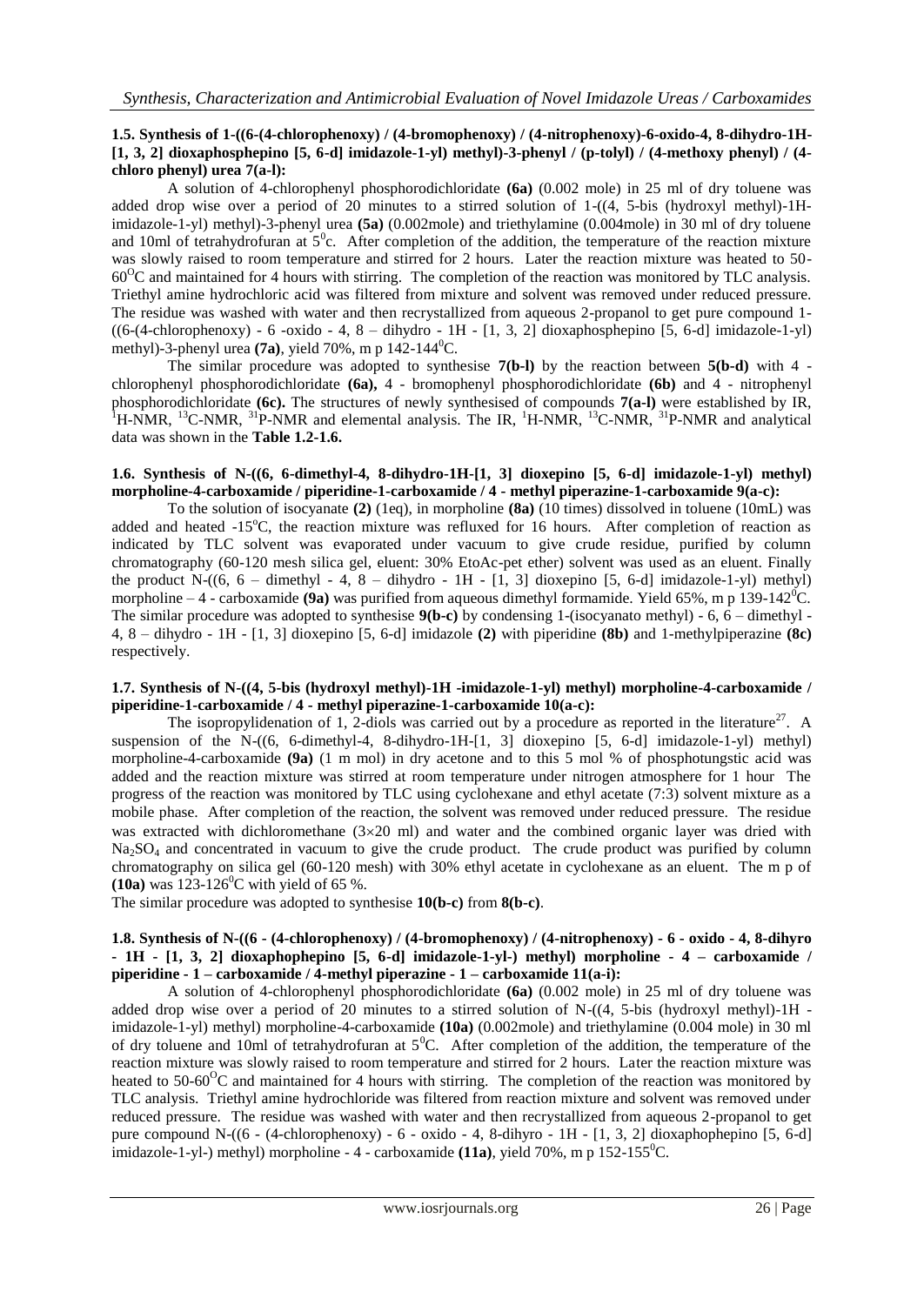**1.5. Synthesis of 1-((6-(4-chlorophenoxy) / (4-bromophenoxy) / (4-nitrophenoxy)-6-oxido-4, 8-dihydro-1H-[1, 3, 2] dioxaphosphepino [5, 6-d] imidazole-1-yl) methyl)-3-phenyl / (p-tolyl) / (4-methoxy phenyl) / (4-chloro phenyl) urea 7(a-l):**

A solution of 4-chlorophenyl phosphorodichloridate **(6a)** (0.002 mole) in 25 ml of dry toluene was added drop wise over a period of 20 minutes to a stirred solution of 1-((4, 5-bis (hydroxyl methyl)-1H-imidazole-1-yl) methyl)-3-phenyl urea **(5a)** (0.002mole) and triethylamine (0.004mole) in 30 ml of dry toluene and 10ml of tetrahydrofuran at $5^0$c. After completion of the addition, the temperature of the reaction mixture was slowly raised to room temperature and stirred for 2 hours. Later the reaction mixture was heated to 50-$60^OC$ and maintained for 4 hours with stirring. The completion of the reaction was monitored by TLC analysis. Triethyl amine hydrochloric acid was filtered from mixture and solvent was removed under reduced pressure. The residue was washed with water and then recrystallized from aqueous 2-propanol to get pure compound 1-((6-(4-chlorophenoxy) - 6 -oxido - 4, 8 – dihydro - 1H - [1, 3, 2] dioxaphosphepino [5, 6-d] imidazole-1-yl) methyl)-3-phenyl urea **(7a)**, yield 70%, m p 142-$144^0$C.

The similar procedure was adopted to synthesise **7(b-l)** by the reaction between **5(b-d)** with 4 - chlorophenyl phosphorodichloridate **(6a),** 4 - bromophenyl phosphorodichloridate **(6b)** and 4 - nitrophenyl phosphorodichloridate **(6c).** The structures of newly synthesised of compounds **7(a-l)** were established by IR, $^1$H-NMR, $^{13}$C-NMR, $^{31}$P-NMR and elemental analysis. The IR, $^1$H-NMR, $^{13}$C-NMR, $^{31}$P-NMR and analytical data was shown in the **Table 1.2-1.6.**

**1.6. Synthesis of N-((6, 6-dimethyl-4, 8-dihydro-1H-[1, 3] dioxepino [5, 6-d] imidazole-1-yl) methyl) morpholine-4-carboxamide / piperidine-1-carboxamide / 4 - methyl piperazine-1-carboxamide 9(a-c):**

To the solution of isocyanate **(2)** (1eq), in morpholine **(8a)** (10 times) dissolved in toluene (10mL) was added and heated -$15^o$C, the reaction mixture was refluxed for 16 hours. After completion of reaction as indicated by TLC solvent was evaporated under vacuum to give crude residue, purified by column chromatography (60-120 mesh silica gel, eluent: 30% EtoAc-pet ether) solvent was used as an eluent. Finally the product N-((6, 6 – dimethyl - 4, 8 – dihydro - 1H - [1, 3] dioxepino [5, 6-d] imidazole-1-yl) methyl) morpholine – 4 - carboxamide **(9a)** was purified from aqueous dimethyl formamide. Yield 65%, m p 139-$142^0$C. The similar procedure was adopted to synthesise **9(b-c)** by condensing 1-(isocyanato methyl) - 6, 6 – dimethyl - 4, 8 – dihydro - 1H - [1, 3] dioxepino [5, 6-d] imidazole **(2)** with piperidine **(8b)** and 1-methylpiperazine **(8c)** respectively.

**1.7. Synthesis of N-((4, 5-bis (hydroxyl methyl)-1H -imidazole-1-yl) methyl) morpholine-4-carboxamide / piperidine-1-carboxamide / 4 - methyl piperazine-1-carboxamide 10(a-c):**

The isopropylidenation of 1, 2-diols was carried out by a procedure as reported in the literature[27]. A suspension of the N-((6, 6-dimethyl-4, 8-dihydro-1H-[1, 3] dioxepino [5, 6-d] imidazole-1-yl) methyl) morpholine-4-carboxamide **(9a)** (1 m mol) in dry acetone and to this 5 mol % of phosphotungstic acid was added and the reaction mixture was stirred at room temperature under nitrogen atmosphere for 1 hour The progress of the reaction was monitored by TLC using cyclohexane and ethyl acetate (7:3) solvent mixture as a mobile phase. After completion of the reaction, the solvent was removed under reduced pressure. The residue was extracted with dichloromethane (3×20 ml) and water and the combined organic layer was dried with $Na_2SO_4$ and concentrated in vacuum to give the crude product. The crude product was purified by column chromatography on silica gel (60-120 mesh) with 30% ethyl acetate in cyclohexane as an eluent. The m p of **(10a)** was 123-$126^0$C with yield of 65 %.

The similar procedure was adopted to synthesise **10(b-c)** from **8(b-c)**.

**1.8. Synthesis of N-((6 - (4-chlorophenoxy) / (4-bromophenoxy) / (4-nitrophenoxy) - 6 - oxido - 4, 8-dihyro - 1H - [1, 3, 2] dioxaphophepino [5, 6-d] imidazole-1-yl-) methyl) morpholine - 4 – carboxamide / piperidine - 1 – carboxamide / 4-methyl piperazine - 1 – carboxamide 11(a-i):**

A solution of 4-chlorophenyl phosphorodichloridate **(6a)** (0.002 mole) in 25 ml of dry toluene was added drop wise over a period of 20 minutes to a stirred solution of N-((4, 5-bis (hydroxyl methyl)-1H - imidazole-1-yl) methyl) morpholine-4-carboxamide **(10a)** (0.002mole) and triethylamine (0.004 mole) in 30 ml of dry toluene and 10ml of tetrahydrofuran at $5^0$C. After completion of the addition, the temperature of the reaction mixture was slowly raised to room temperature and stirred for 2 hours. Later the reaction mixture was heated to 50-$60^O$C and maintained for 4 hours with stirring. The completion of the reaction was monitored by TLC analysis. Triethyl amine hydrochloride was filtered from reaction mixture and solvent was removed under reduced pressure. The residue was washed with water and then recrystallized from aqueous 2-propanol to get pure compound N-((6 - (4-chlorophenoxy) - 6 - oxido - 4, 8-dihyro - 1H - [1, 3, 2] dioxaphophepino [5, 6-d] imidazole-1-yl-) methyl) morpholine - 4 - carboxamide **(11a)**, yield 70%, m p 152-$155^0$C.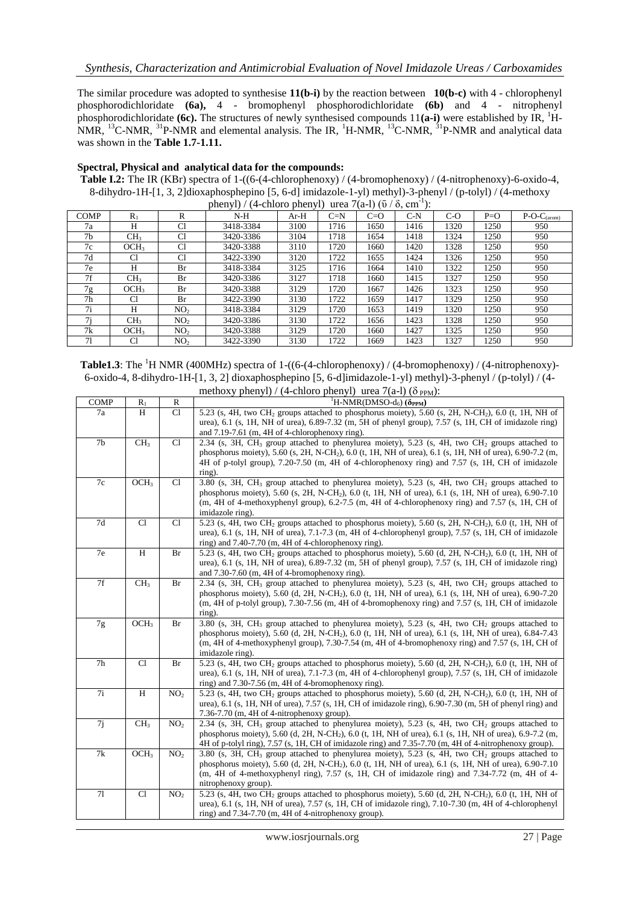The similar procedure was adopted to synthesise **11(b-i)** by the reaction between **10(b-c)** with 4 - chlorophenyl phosphorodichloridate **(6a),** 4 - bromophenyl phosphorodichloridate **(6b)** and 4 - nitrophenyl phosphorodichloridate **(6c).** The structures of newly synthesised compounds 11**(a-i)** were established by IR, $^{1}$H-NMR, $^{13}$C-NMR, $^{31}$P-NMR and elemental analysis. The IR, $^{1}$H-NMR, $^{13}$C-NMR, $^{31}$P-NMR and analytical data was shown in the **Table 1.7-1.11.**

**Spectral, Physical and analytical data for the compounds:**

**Table I.2:** The IR (KBr) spectra of 1-((6-(4-chlorophenoxy) / (4-bromophenoxy) / (4-nitrophenoxy)-6-oxido-4, 8-dihydro-1H-[1, 3, 2]dioxaphosphepino [5, 6-d] imidazole-1-yl) methyl)-3-phenyl / (p-tolyl) / (4-methoxy phenyl) / (4-chloro phenyl) urea 7(a-l) ($\bar{\upsilon}$ / δ, $cm^{-1}$):

| COMP | $R_1$ | R | N-H | Ar-H | C=N | C=O | C-N | C-O | P=O | P-O-$C_{(arom)}$ |
|---|---|---|---|---|---|---|---|---|---|---|
| 7a | H | Cl | 3418-3384 | 3100 | 1716 | 1650 | 1416 | 1320 | 1250 | 950 |
| 7b | $CH_3$ | Cl | 3420-3386 | 3104 | 1718 | 1654 | 1418 | 1324 | 1250 | 950 |
| 7c | $OCH_3$ | Cl | 3420-3388 | 3110 | 1720 | 1660 | 1420 | 1328 | 1250 | 950 |
| 7d | Cl | Cl | 3422-3390 | 3120 | 1722 | 1655 | 1424 | 1326 | 1250 | 950 |
| 7e | H | Br | 3418-3384 | 3125 | 1716 | 1664 | 1410 | 1322 | 1250 | 950 |
| 7f | $CH_3$ | Br | 3420-3386 | 3127 | 1718 | 1660 | 1415 | 1327 | 1250 | 950 |
| 7g | $OCH_3$ | Br | 3420-3388 | 3129 | 1720 | 1667 | 1426 | 1323 | 1250 | 950 |
| 7h | Cl | Br | 3422-3390 | 3130 | 1722 | 1659 | 1417 | 1329 | 1250 | 950 |
| 7i | H | $NO_2$ | 3418-3384 | 3129 | 1720 | 1653 | 1419 | 1320 | 1250 | 950 |
| 7j | $CH_3$ | $NO_2$ | 3420-3386 | 3130 | 1722 | 1656 | 1423 | 1328 | 1250 | 950 |
| 7k | $OCH_3$ | $NO_2$ | 3420-3388 | 3129 | 1720 | 1660 | 1427 | 1325 | 1250 | 950 |
| 7l | Cl | $NO_2$ | 3422-3390 | 3130 | 1722 | 1669 | 1423 | 1327 | 1250 | 950 |

**Table1.3**: The $^{1}$H NMR (400MHz) spectra of 1-((6-(4-chlorophenoxy) / (4-bromophenoxy) / (4-nitrophenoxy)-6-oxido-4, 8-dihydro-1H-[1, 3, 2] dioxaphosphepino [5, 6-d]imidazole-1-yl) methyl)-3-phenyl / (p-tolyl) / (4-methoxy phenyl) / (4-chloro phenyl) urea 7(a-l) ($\delta_{PPM}$):

| COMP | $R_1$ | R | $^{1}$H-NMR(DMSO-$d_6$) **($\delta_{PPM}$)** |
|---|---|---|---|
| 7a | H | Cl | 5.23 (s, 4H, two $CH_2$ groups attached to phosphorus moiety), 5.60 (s, 2H, N-$CH_2$), 6.0 (t, 1H, NH of urea), 6.1 (s, 1H, NH of urea), 6.89-7.32 (m, 5H of phenyl group), 7.57 (s, 1H, CH of imidazole ring) and 7.19-7.61 (m, 4H of 4-chlorophenoxy ring). |
| 7b | $CH_3$ | Cl | 2.34 (s, 3H, $CH_3$ group attached to phenylurea moiety), 5.23 (s, 4H, two $CH_2$ groups attached to phosphorus moiety), 5.60 (s, 2H, N-$CH_2$), 6.0 (t, 1H, NH of urea), 6.1 (s, 1H, NH of urea), 6.90-7.2 (m, 4H of p-tolyl group), 7.20-7.50 (m, 4H of 4-chlorophenoxy ring) and 7.57 (s, 1H, CH of imidazole ring). |
| 7c | $OCH_3$ | Cl | 3.80 (s, 3H, $CH_3$ group attached to phenylurea moiety), 5.23 (s, 4H, two $CH_2$ groups attached to phosphorus moiety), 5.60 (s, 2H, N-$CH_2$), 6.0 (t, 1H, NH of urea), 6.1 (s, 1H, NH of urea), 6.90-7.10 (m, 4H of 4-methoxyphenyl group), 6.2-7.5 (m, 4H of 4-chlorophenoxy ring) and 7.57 (s, 1H, CH of imidazole ring). |
| 7d | Cl | Cl | 5.23 (s, 4H, two $CH_2$ groups attached to phosphorus moiety), 5.60 (s, 2H, N-$CH_2$), 6.0 (t, 1H, NH of urea), 6.1 (s, 1H, NH of urea), 7.1-7.3 (m, 4H of 4-chlorophenyl group), 7.57 (s, 1H, CH of imidazole ring) and 7.40-7.70 (m, 4H of 4-chlorophenoxy ring). |
| 7e | H | Br | 5.23 (s, 4H, two $CH_2$ groups attached to phosphorus moiety), 5.60 (d, 2H, N-$CH_2$), 6.0 (t, 1H, NH of urea), 6.1 (s, 1H, NH of urea), 6.89-7.32 (m, 5H of phenyl group), 7.57 (s, 1H, CH of imidazole ring) and 7.30-7.60 (m, 4H of 4-bromophenoxy ring). |
| 7f | $CH_3$ | Br | 2.34 (s, 3H, $CH_3$ group attached to phenylurea moiety), 5.23 (s, 4H, two $CH_2$ groups attached to phosphorus moiety), 5.60 (d, 2H, N-$CH_2$), 6.0 (t, 1H, NH of urea), 6.1 (s, 1H, NH of urea), 6.90-7.20 (m, 4H of p-tolyl group), 7.30-7.56 (m, 4H of 4-bromophenoxy ring) and 7.57 (s, 1H, CH of imidazole ring). |
| 7g | $OCH_3$ | Br | 3.80 (s, 3H, $CH_3$ group attached to phenylurea moiety), 5.23 (s, 4H, two $CH_2$ groups attached to phosphorus moiety), 5.60 (d, 2H, N-$CH_2$), 6.0 (t, 1H, NH of urea), 6.1 (s, 1H, NH of urea), 6.84-7.43 (m, 4H of 4-methoxyphenyl group), 7.30-7.54 (m, 4H of 4-bromophenoxy ring) and 7.57 (s, 1H, CH of imidazole ring). |
| 7h | Cl | Br | 5.23 (s, 4H, two $CH_2$ groups attached to phosphorus moiety), 5.60 (d, 2H, N-$CH_2$), 6.0 (t, 1H, NH of urea), 6.1 (s, 1H, NH of urea), 7.1-7.3 (m, 4H of 4-chlorophenyl group), 7.57 (s, 1H, CH of imidazole ring) and 7.30-7.56 (m, 4H of 4-bromophenoxy ring). |
| 7i | H | $NO_2$ | 5.23 (s, 4H, two $CH_2$ groups attached to phosphorus moiety), 5.60 (d, 2H, N-$CH_2$), 6.0 (t, 1H, NH of urea), 6.1 (s, 1H, NH of urea), 7.57 (s, 1H, CH of imidazole ring), 6.90-7.30 (m, 5H of phenyl ring) and 7.36-7.70 (m, 4H of 4-nitrophenoxy group). |
| 7j | $CH_3$ | $NO_2$ | 2.34 (s, 3H, $CH_3$ group attached to phenylurea moiety), 5.23 (s, 4H, two $CH_2$ groups attached to phosphorus moiety), 5.60 (d, 2H, N-$CH_2$), 6.0 (t, 1H, NH of urea), 6.1 (s, 1H, NH of urea), 6.9-7.2 (m, 4H of p-tolyl ring), 7.57 (s, 1H, CH of imidazole ring) and 7.35-7.70 (m, 4H of 4-nitrophenoxy group). |
| 7k | $OCH_3$ | $NO_2$ | 3.80 (s, 3H, $CH_3$ group attached to phenylurea moiety), 5.23 (s, 4H, two $CH_2$ groups attached to phosphorus moiety), 5.60 (d, 2H, N-$CH_2$), 6.0 (t, 1H, NH of urea), 6.1 (s, 1H, NH of urea), 6.90-7.10 (m, 4H of 4-methoxyphenyl ring), 7.57 (s, 1H, CH of imidazole ring) and 7.34-7.72 (m, 4H of 4-nitrophenoxy group). |
| 7l | Cl | $NO_2$ | 5.23 (s, 4H, two $CH_2$ groups attached to phosphorus moiety), 5.60 (d, 2H, N-$CH_2$), 6.0 (t, 1H, NH of urea), 6.1 (s, 1H, NH of urea), 7.57 (s, 1H, CH of imidazole ring), 7.10-7.30 (m, 4H of 4-chlorophenyl ring) and 7.34-7.70 (m, 4H of 4-nitrophenoxy group). |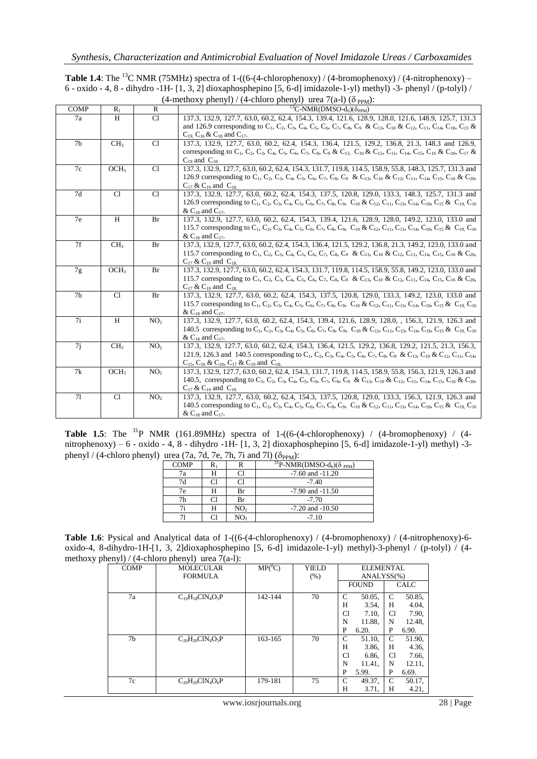**Table 1.4**: The $^{13}C$ NMR (75MHz) spectra of 1-((6-(4-chlorophenoxy) / (4-bromophenoxy) / (4-nitrophenoxy) – 6 - oxido - 4, 8 - dihydro -1H- [1, 3, 2] dioxaphosphepino [5, 6-d] imidazole-1-yl) methyl) -3- phenyl / (p-tolyl) / (4-methoxy phenyl) / (4-chloro phenyl) urea 7(a-l) ($\delta_{PPM}$):

| COMP | $R_1$ | R | $^{13}C$-NMR(DMSO-$d_6$)($\delta_{PPM}$) |
|---|---|---|---|
| 7a | H | Cl | 137.3, 132.9, 127.7, 63.0, 60.2, 62.4, 154.3, 139.4, 121.6, 128.9, 128.0, 121.6, 148.9, 125.7, 131.3 and 126.9 corresponding to $C_1$, $C_2$, $C_3$, $C_4$, $C_5$, $C_6$, $C_7$, $C_8$, $C_9$ & $C_{13}$, $C_{10}$ & $C_{12}$, $C_{11}$, $C_{14}$, $C_{18}$, $C_{15}$ & $C_{19}$, $C_{16}$ & $C_{18}$ and $C_{17}$. |
| 7b | $CH_3$ | Cl | 137.3, 132.9, 127.7, 63.0, 60.2, 62.4, 154.3, 136.4, 121.5, 129.2, 136.8, 21.3, 148.3 and 126.9, corresponding to $C_1$, $C_2$, $C_3$, $C_4$, $C_5$, $C_6$, $C_7$, $C_8$, $C_9$ & $C_{13}$, $C_{10}$ & $C_{12}$, $C_{11}$, $C_{14}$, $C_{15}$, $C_{16}$ & $C_{20}$, $C_{17}$ & $C_{19}$ and $C_{18}$. |
| 7c | $OCH_3$ | Cl | 137.3, 132.9, 127.7, 63.0, 60.2, 62.4, 154.3, 131.7, 119.8, 114.5, 158.9, 55.8, 148.3, 125.7, 131.3 and 126.9 corresponding to $C_1$, $C_2$, $C_3$, $C_4$, $C_5$, $C_6$, $C_7$, $C_8$, $C_9$ & $C_{13}$, $C_{10}$ & $C_{12}$, $C_{11}$, $C_{14}$, $C_{15}$, $C_{16}$ & $C_{20}$, $C_{17}$ & $C_{19}$ and $C_{18}$. |
| 7d | Cl | Cl | 137.3, 132.9, 127.7, 63.0, 60.2, 62.4, 154.3, 137.5, 120.8, 129.0, 133.3, 148.3, 125.7, 131.3 and 126.9 corresponding to $C_1$, $C_2$, $C_3$, $C_4$, $C_5$, $C_6$, $C_7$, $C_8$, $C_9$, $C_{10}$ & $C_{12}$, $C_{11}$, $C_{13}$, $C_{14}$, $C_{18}$, $C_{15}$ & $C_{19}$, $C_{16}$ & $C_{18}$ and $C_{17}$. |
| 7e | H | Br | 137.3, 132.9, 127.7, 63.0, 60.2, 62.4, 154.3, 139.4, 121.6, 128.9, 128.0, 149.2, 123.0, 133.0 and 115.7 corresponding to $C_1$, $C_2$, $C_3$, $C_4$, $C_5$, $C_6$, $C_7$, $C_8$, $C_9$, $C_{10}$ & $C_{12}$, $C_{11}$, $C_{13}$, $C_{14}$, $C_{18}$, $C_{15}$ & $C_{19}$, $C_{16}$ & $C_{18}$ and $C_{17}$. |
| 7f | $CH_3$ | Br | 137.3, 132.9, 127.7, 63.0, 60.2, 62.4, 154.3, 136.4, 121.5, 129.2, 136.8, 21.3, 149.2, 123.0, 133.0 and 115.7 corresponding to $C_1$, $C_2$, $C_3$, $C_4$, $C_5$, $C_6$, $C_7$, $C_8$, $C_9$ & $C_{13}$, $C_{10}$ & $C_{12}$, $C_{11}$, $C_{14}$, $C_{15}$, $C_{16}$ & $C_{20}$, $C_{17}$ & $C_{19}$ and $C_{18}$. |
| 7g | $OCH_3$ | Br | 137.3, 132.9, 127.7, 63.0, 60.2, 62.4, 154.3, 131.7, 119.8, 114.5, 158.9, 55.8, 149.2, 123.0, 133.0 and 115.7 corresponding to $C_1$, $C_2$, $C_3$, $C_4$, $C_5$, $C_6$, $C_7$, $C_8$, $C_9$ & $C_{13}$, $C_{10}$ & $C_{12}$, $C_{11}$, $C_{14}$, $C_{15}$, $C_{16}$ & $C_{20}$, $C_{17}$ & $C_{19}$ and $C_{18}$. |
| 7h | Cl | Br | 137.3, 132.9, 127.7, 63.0, 60.2, 62.4, 154.3, 137.5, 120.8, 129.0, 133.3, 149.2, 123.0, 133.0 and 115.7 corresponding to $C_1$, $C_2$, $C_3$, $C_4$, $C_5$, $C_6$, $C_7$, $C_8$, $C_9$, $C_{10}$ & $C_{12}$, $C_{11}$, $C_{13}$, $C_{14}$, $C_{18}$, $C_{15}$ & $C_{19}$, $C_{16}$ & $C_{18}$ and $C_{17}$. |
| 7i | H | $NO_2$ | 137.3, 132.9, 127.7, 63.0, 60.2, 62.4, 154.3, 139.4, 121.6, 128.9, 128.0, , 156.3, 121.9, 126.3 and 140.5 corresponding to $C_1$, $C_2$, $C_3$, $C_4$, $C_5$, $C_6$, $C_7$, $C_8$, $C_9$, $C_{10}$ & $C_{12}$, $C_{11}$, $C_{13}$, $C_{14}$, $C_{18}$, $C_{15}$ & $C_{19}$, $C_{16}$ & $C_{18}$ and $C_{17}$. |
| 7j | $CH_3$ | $NO_2$ | 137.3, 132.9, 127.7, 63.0, 60.2, 62.4, 154.3, 136.4, 121.5, 129.2, 136.8, 129.2, 121.5, 21.3, 156.3, 121.9, 126.3 and 140.5 corresponding to $C_1$, $C_2$, $C_3$, $C_4$, $C_5$, $C_6$, $C_7$, $C_8$, $C_9$ & $C_{13}$, $C_{10}$ & $C_{12}$, $C_{11}$, $C_{14}$, $C_{15}$, $C_{16}$ & $C_{20}$, $C_{17}$ & $C_{19}$ and $C_{18}$. |
| 7k | $OCH_3$ | $NO_2$ | 137.3, 132.9, 127.7, 63.0, 60.2, 62.4, 154.3, 131.7, 119.8, 114.5, 158.9, 55.8, 156.3, 121.9, 126.3 and 140.5, corresponding to $C_1$, $C_2$, $C_3$, $C_4$, $C_5$, $C_6$, $C_7$, $C_8$, $C_9$ & $C_{13}$, $C_{10}$ & $C_{12}$, $C_{11}$, $C_{14}$, $C_{15}$, $C_{16}$ & $C_{20}$, $C_{17}$ & $C_{19}$ and $C_{18}$. |
| 7l | Cl | $NO_2$ | 137.3, 132.9, 127.7, 63.0, 60.2, 62.4, 154.3, 137.5, 120.8, 129.0, 133.3, 156.3, 121.9, 126.3 and 140.5 corresponding to $C_1$, $C_2$, $C_3$, $C_4$, $C_5$, $C_6$, $C_7$, $C_8$, $C_9$, $C_{10}$ & $C_{12}$, $C_{11}$, $C_{13}$, $C_{14}$, $C_{18}$, $C_{15}$ & $C_{19}$, $C_{16}$ & $C_{18}$ and $C_{17}$. |

**Table 1.5**: The $^{31}P$ NMR (161.89MHz) spectra of 1-((6-(4-chlorophenoxy) / (4-bromophenoxy) / (4-nitrophenoxy) – 6 - oxido - 4, 8 - dihydro -1H- [1, 3, 2] dioxaphosphepino [5, 6-d] imidazole-1-yl) methyl) -3-phenyl / (4-chloro phenyl) urea (7a, 7d, 7e, 7h, 7i and 7l) ($\delta_{PPM}$):

| COMP | $R_1$ | R | $^{31}P$-NMR(DMSO-$d_6$)($\delta_{PPM}$) |
|---|---|---|---|
| 7a | H | Cl | -7.60 and -11.20 |
| 7d | Cl | Cl | -7.40 |
| 7e | H | Br | -7.90 and -11.50 |
| 7h | Cl | Br | -7.70 |
| 7i | H | $NO_2$ | -7.20 and -10.50 |
| 7l | Cl | $NO_2$ | -7.10 |

**Table 1.6**: Pysical and Analytical data of 1-((6-(4-chlorophenoxy) / (4-bromophenoxy) / (4-nitrophenoxy)-6-oxido-4, 8-dihydro-1H-[1, 3, 2]dioxaphosphepino [5, 6-d] imidazole-1-yl) methyl)-3-phenyl / (p-tolyl) / (4-methoxy phenyl) / (4-chloro phenyl) urea 7(a-l):

| COMP | MOLECULAR FORMULA | MP($^0$C) | YIELD (%) | ELEMENTAL ANALYSS(%) | |
|---|---|---|---|---|---|
| | | | | FOUND | CALC |
| 7a | $C_{19}H_{18}ClN_4O_5P$ | 142-144 | 70 | C 50.05, H 3.54, Cl 7.10, N 11.88, P 6.20. | C 50.85, H 4.04, Cl 7.90, N 12.48, P 6.90. |
| 7b | $C_{20}H_{20}ClN_4O_5P$ | 163-165 | 70 | C 51.10, H 3.86, Cl 6.86, N 11.41, P 5.99. | C 51.90, H 4.36, Cl 7.66, N 12.11, P 6.69. |
| 7c | $C_{20}H_{20}ClN_4O_6P$ | 179-181 | 75 | C 49.37, H 3.71, | C 50.17, H 4.21, |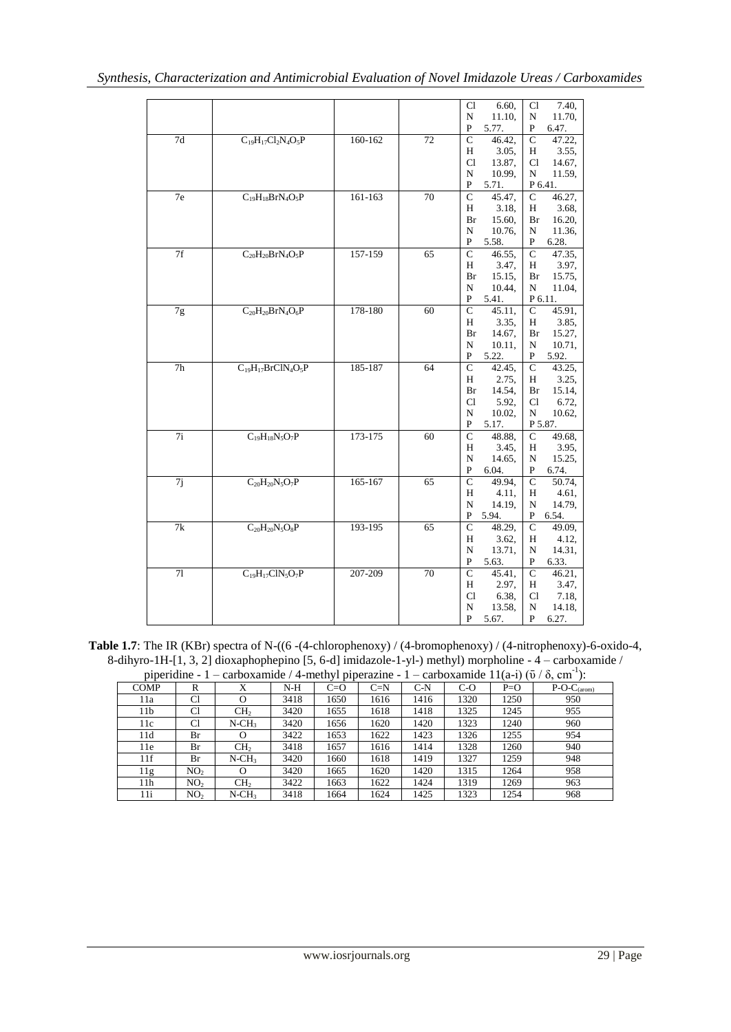| | | | | Cl 6.60, N 11.10, P 5.77. | Cl 7.40, N 11.70, P 6.47. |
|---|---|---|---|---|---|
| 7d | $C_{19}H_{17}Cl_2N_4O_5P$ | 160-162 | 72 | C 46.42, H 3.05, Cl 13.87, N 10.99, P 5.71. | C 47.22, H 3.55, Cl 14.67, N 11.59, P 6.41. |
| 7e | $C_{19}H_{18}BrN_4O_5P$ | 161-163 | 70 | C 45.47, H 3.18, Br 15.60, N 10.76, P 5.58. | C 46.27, H 3.68, Br 16.20, N 11.36, P 6.28. |
| 7f | $C_{20}H_{20}BrN_4O_5P$ | 157-159 | 65 | C 46.55, H 3.47, Br 15.15, N 10.44, P 5.41. | C 47.35, H 3.97, Br 15.75, N 11.04, P 6.11. |
| 7g | $C_{20}H_{20}BrN_4O_6P$ | 178-180 | 60 | C 45.11, H 3.35, Br 14.67, N 10.11, P 5.22. | C 45.91, H 3.85, Br 15.27, N 10.71, P 5.92. |
| 7h | $C_{19}H_{17}BrClN_4O_5P$ | 185-187 | 64 | C 42.45, H 2.75, Br 14.54, Cl 5.92, N 10.02, P 5.17. | C 43.25, H 3.25, Br 15.14, Cl 6.72, N 10.62, P 5.87. |
| 7i | $C_{19}H_{18}N_5O_7P$ | 173-175 | 60 | C 48.88, H 3.45, N 14.65, P 6.04. | C 49.68, H 3.95, N 15.25, P 6.74. |
| 7j | $C_{20}H_{20}N_5O_7P$ | 165-167 | 65 | C 49.94, H 4.11, N 14.19, P 5.94. | C 50.74, H 4.61, N 14.79, P 6.54. |
| 7k | $C_{20}H_{20}N_5O_8P$ | 193-195 | 65 | C 48.29, H 3.62, N 13.71, P 5.63. | C 49.09, H 4.12, N 14.31, P 6.33. |
| 7l | $C_{19}H_{17}ClN_5O_7P$ | 207-209 | 70 | C 45.41, H 2.97, Cl 6.38, N 13.58, P 5.67. | C 46.21, H 3.47, Cl 7.18, N 14.18, P 6.27. |

**Table 1.7**: The IR (KBr) spectra of N-((6 -(4-chlorophenoxy) / (4-bromophenoxy) / (4-nitrophenoxy)-6-oxido-4, 8-dihyro-1H-[1, 3, 2] dioxaphophepino [5, 6-d] imidazole-1-yl-) methyl) morpholine - 4 – carboxamide / piperidine - 1 – carboxamide / 4-methyl piperazine - 1 – carboxamide 11(a-i) ($\bar{\upsilon}$ / δ, $cm^{-1}$):

| COMP | R | X | N-H | C=O | C=N | C-N | C-O | P=O | $P\text{-}O\text{-}C_{(arom)}$ |
|---|---|---|---|---|---|---|---|---|---|
| 11a | Cl | O | 3418 | 1650 | 1616 | 1416 | 1320 | 1250 | 950 |
| 11b | Cl | $CH_2$ | 3420 | 1655 | 1618 | 1418 | 1325 | 1245 | 955 |
| 11c | Cl | $N\text{-}CH_3$ | 3420 | 1656 | 1620 | 1420 | 1323 | 1240 | 960 |
| 11d | Br | O | 3422 | 1653 | 1622 | 1423 | 1326 | 1255 | 954 |
| 11e | Br | $CH_2$ | 3418 | 1657 | 1616 | 1414 | 1328 | 1260 | 940 |
| 11f | Br | $N\text{-}CH_3$ | 3420 | 1660 | 1618 | 1419 | 1327 | 1259 | 948 |
| 11g | $NO_2$ | O | 3420 | 1665 | 1620 | 1420 | 1315 | 1264 | 958 |
| 11h | $NO_2$ | $CH_2$ | 3422 | 1663 | 1622 | 1424 | 1319 | 1269 | 963 |
| 11i | $NO_2$ | $N\text{-}CH_3$ | 3418 | 1664 | 1624 | 1425 | 1323 | 1254 | 968 |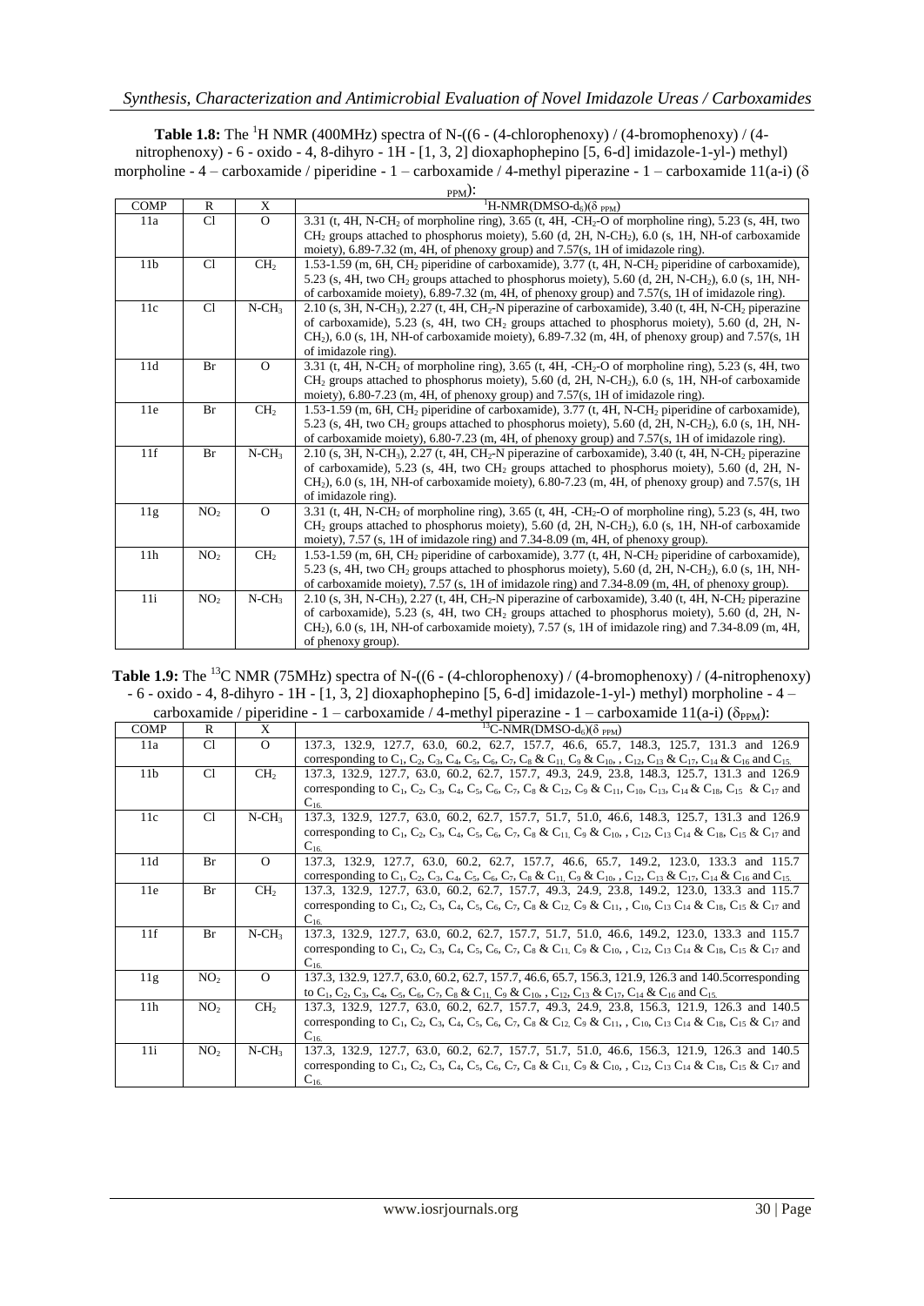**Table 1.8:** The $^1$H NMR (400MHz) spectra of N-((6 - (4-chlorophenoxy) / (4-bromophenoxy) / (4-nitrophenoxy) - 6 - oxido - 4, 8-dihyro - 1H - [1, 3, 2] dioxaphophepino [5, 6-d] imidazole-1-yl-) methyl) morpholine - 4 – carboxamide / piperidine - 1 – carboxamide / 4-methyl piperazine - 1 – carboxamide 11(a-i) ($\delta_{PPM}$):

| COMP | R | X | $^1$H-NMR(DMSO-$d_6$)($\delta_{PPM}$) |
|---|---|---|---|
| 11a | Cl | O | 3.31 (t, 4H, N-$CH_2$ of morpholine ring), 3.65 (t, 4H, -$CH_2$-O of morpholine ring), 5.23 (s, 4H, two $CH_2$ groups attached to phosphorus moiety), 5.60 (d, 2H, N-$CH_2$), 6.0 (s, 1H, NH-of carboxamide moiety), 6.89-7.32 (m, 4H, of phenoxy group) and 7.57(s, 1H of imidazole ring). |
| 11b | Cl | $CH_2$ | 1.53-1.59 (m, 6H, $CH_2$ piperidine of carboxamide), 3.77 (t, 4H, N-$CH_2$ piperidine of carboxamide), 5.23 (s, 4H, two $CH_2$ groups attached to phosphorus moiety), 5.60 (d, 2H, N-$CH_2$), 6.0 (s, 1H, NH-of carboxamide moiety), 6.89-7.32 (m, 4H, of phenoxy group) and 7.57(s, 1H of imidazole ring). |
| 11c | Cl | N-$CH_3$ | 2.10 (s, 3H, N-$CH_3$), 2.27 (t, 4H, $CH_2$-N piperazine of carboxamide), 3.40 (t, 4H, N-$CH_2$ piperazine of carboxamide), 5.23 (s, 4H, two $CH_2$ groups attached to phosphorus moiety), 5.60 (d, 2H, N-$CH_2$), 6.0 (s, 1H, NH-of carboxamide moiety), 6.89-7.32 (m, 4H, of phenoxy group) and 7.57(s, 1H of imidazole ring). |
| 11d | Br | O | 3.31 (t, 4H, N-$CH_2$ of morpholine ring), 3.65 (t, 4H, -$CH_2$-O of morpholine ring), 5.23 (s, 4H, two $CH_2$ groups attached to phosphorus moiety), 5.60 (d, 2H, N-$CH_2$), 6.0 (s, 1H, NH-of carboxamide moiety), 6.80-7.23 (m, 4H, of phenoxy group) and 7.57(s, 1H of imidazole ring). |
| 11e | Br | $CH_2$ | 1.53-1.59 (m, 6H, $CH_2$ piperidine of carboxamide), 3.77 (t, 4H, N-$CH_2$ piperidine of carboxamide), 5.23 (s, 4H, two $CH_2$ groups attached to phosphorus moiety), 5.60 (d, 2H, N-$CH_2$), 6.0 (s, 1H, NH-of carboxamide moiety), 6.80-7.23 (m, 4H, of phenoxy group) and 7.57(s, 1H of imidazole ring). |
| 11f | Br | N-$CH_3$ | 2.10 (s, 3H, N-$CH_3$), 2.27 (t, 4H, $CH_2$-N piperazine of carboxamide), 3.40 (t, 4H, N-$CH_2$ piperazine of carboxamide), 5.23 (s, 4H, two $CH_2$ groups attached to phosphorus moiety), 5.60 (d, 2H, N-$CH_2$), 6.0 (s, 1H, NH-of carboxamide moiety), 6.80-7.23 (m, 4H, of phenoxy group) and 7.57(s, 1H of imidazole ring). |
| 11g | $NO_2$ | O | 3.31 (t, 4H, N-$CH_2$ of morpholine ring), 3.65 (t, 4H, -$CH_2$-O of morpholine ring), 5.23 (s, 4H, two $CH_2$ groups attached to phosphorus moiety), 5.60 (d, 2H, N-$CH_2$), 6.0 (s, 1H, NH-of carboxamide moiety), 7.57 (s, 1H of imidazole ring) and 7.34-8.09 (m, 4H, of phenoxy group). |
| 11h | $NO_2$ | $CH_2$ | 1.53-1.59 (m, 6H, $CH_2$ piperidine of carboxamide), 3.77 (t, 4H, N-$CH_2$ piperidine of carboxamide), 5.23 (s, 4H, two $CH_2$ groups attached to phosphorus moiety), 5.60 (d, 2H, N-$CH_2$), 6.0 (s, 1H, NH-of carboxamide moiety), 7.57 (s, 1H of imidazole ring) and 7.34-8.09 (m, 4H, of phenoxy group). |
| 11i | $NO_2$ | N-$CH_3$ | 2.10 (s, 3H, N-$CH_3$), 2.27 (t, 4H, $CH_2$-N piperazine of carboxamide), 3.40 (t, 4H, N-$CH_2$ piperazine of carboxamide), 5.23 (s, 4H, two $CH_2$ groups attached to phosphorus moiety), 5.60 (d, 2H, N-$CH_2$), 6.0 (s, 1H, NH-of carboxamide moiety), 7.57 (s, 1H of imidazole ring) and 7.34-8.09 (m, 4H, of phenoxy group). |

**Table 1.9:** The $^{13}$C NMR (75MHz) spectra of N-((6 - (4-chlorophenoxy) / (4-bromophenoxy) / (4-nitrophenoxy) - 6 - oxido - 4, 8-dihyro - 1H - [1, 3, 2] dioxaphophepino [5, 6-d] imidazole-1-yl-) methyl) morpholine - 4 – carboxamide / piperidine - 1 – carboxamide / 4-methyl piperazine - 1 – carboxamide 11(a-i) ($\delta_{PPM}$):

| COMP | R | X | $^{13}$C-NMR(DMSO-$d_6$)($\delta_{PPM}$) |
|---|---|---|---|
| 11a | Cl | O | 137.3, 132.9, 127.7, 63.0, 60.2, 62.7, 157.7, 46.6, 65.7, 148.3, 125.7, 131.3 and 126.9 corresponding to $C_1$, $C_2$, $C_3$, $C_4$, $C_5$, $C_6$, $C_7$, $C_8$ & $C_{11}$, $C_9$ & $C_{10}$, , $C_{12}$, $C_{13}$ & $C_{17}$, $C_{14}$ & $C_{16}$ and $C_{15}$. |
| 11b | Cl | $CH_2$ | 137.3, 132.9, 127.7, 63.0, 60.2, 62.7, 157.7, 49.3, 24.9, 23.8, 148.3, 125.7, 131.3 and 126.9 corresponding to $C_1$, $C_2$, $C_3$, $C_4$, $C_5$, $C_6$, $C_7$, $C_8$ & $C_{12}$, $C_9$ & $C_{11}$, $C_{10}$, $C_{13}$, $C_{14}$ & $C_{18}$, $C_{15}$ & $C_{17}$ and $C_{16}$. |
| 11c | Cl | N-$CH_3$ | 137.3, 132.9, 127.7, 63.0, 60.2, 62.7, 157.7, 51.7, 51.0, 46.6, 148.3, 125.7, 131.3 and 126.9 corresponding to $C_1$, $C_2$, $C_3$, $C_4$, $C_5$, $C_6$, $C_7$, $C_8$ & $C_{11}$, $C_9$ & $C_{10}$, , $C_{12}$, $C_{13}$ $C_{14}$ & $C_{18}$, $C_{15}$ & $C_{17}$ and $C_{16}$. |
| 11d | Br | O | 137.3, 132.9, 127.7, 63.0, 60.2, 62.7, 157.7, 46.6, 65.7, 149.2, 123.0, 133.3 and 115.7 corresponding to $C_1$, $C_2$, $C_3$, $C_4$, $C_5$, $C_6$, $C_7$, $C_8$ & $C_{11}$, $C_9$ & $C_{10}$, , $C_{12}$, $C_{13}$ & $C_{17}$, $C_{14}$ & $C_{16}$ and $C_{15}$. |
| 11e | Br | $CH_2$ | 137.3, 132.9, 127.7, 63.0, 60.2, 62.7, 157.7, 49.3, 24.9, 23.8, 149.2, 123.0, 133.3 and 115.7 corresponding to $C_1$, $C_2$, $C_3$, $C_4$, $C_5$, $C_6$, $C_7$, $C_8$ & $C_{12}$, $C_9$ & $C_{11}$, , $C_{10}$, $C_{13}$ $C_{14}$ & $C_{18}$, $C_{15}$ & $C_{17}$ and $C_{16}$. |
| 11f | Br | N-$CH_3$ | 137.3, 132.9, 127.7, 63.0, 60.2, 62.7, 157.7, 51.7, 51.0, 46.6, 149.2, 123.0, 133.3 and 115.7 corresponding to $C_1$, $C_2$, $C_3$, $C_4$, $C_5$, $C_6$, $C_7$, $C_8$ & $C_{11}$, $C_9$ & $C_{10}$, , $C_{12}$, $C_{13}$ $C_{14}$ & $C_{18}$, $C_{15}$ & $C_{17}$ and $C_{16}$. |
| 11g | $NO_2$ | O | 137.3, 132.9, 127.7, 63.0, 60.2, 62.7, 157.7, 46.6, 65.7, 156.3, 121.9, 126.3 and 140.5corresponding to $C_1$, $C_2$, $C_3$, $C_4$, $C_5$, $C_6$, $C_7$, $C_8$ & $C_{11}$, $C_9$ & $C_{10}$, , $C_{12}$, $C_{13}$ & $C_{17}$, $C_{14}$ & $C_{16}$ and $C_{15}$. |
| 11h | $NO_2$ | $CH_2$ | 137.3, 132.9, 127.7, 63.0, 60.2, 62.7, 157.7, 49.3, 24.9, 23.8, 156.3, 121.9, 126.3 and 140.5 corresponding to $C_1$, $C_2$, $C_3$, $C_4$, $C_5$, $C_6$, $C_7$, $C_8$ & $C_{12}$, $C_9$ & $C_{11}$, , $C_{10}$, $C_{13}$ $C_{14}$ & $C_{18}$, $C_{15}$ & $C_{17}$ and $C_{16}$. |
| 11i | $NO_2$ | N-$CH_3$ | 137.3, 132.9, 127.7, 63.0, 60.2, 62.7, 157.7, 51.7, 51.0, 46.6, 156.3, 121.9, 126.3 and 140.5 corresponding to $C_1$, $C_2$, $C_3$, $C_4$, $C_5$, $C_6$, $C_7$, $C_8$ & $C_{11}$, $C_9$ & $C_{10}$, , $C_{12}$, $C_{13}$ $C_{14}$ & $C_{18}$, $C_{15}$ & $C_{17}$ and $C_{16}$. |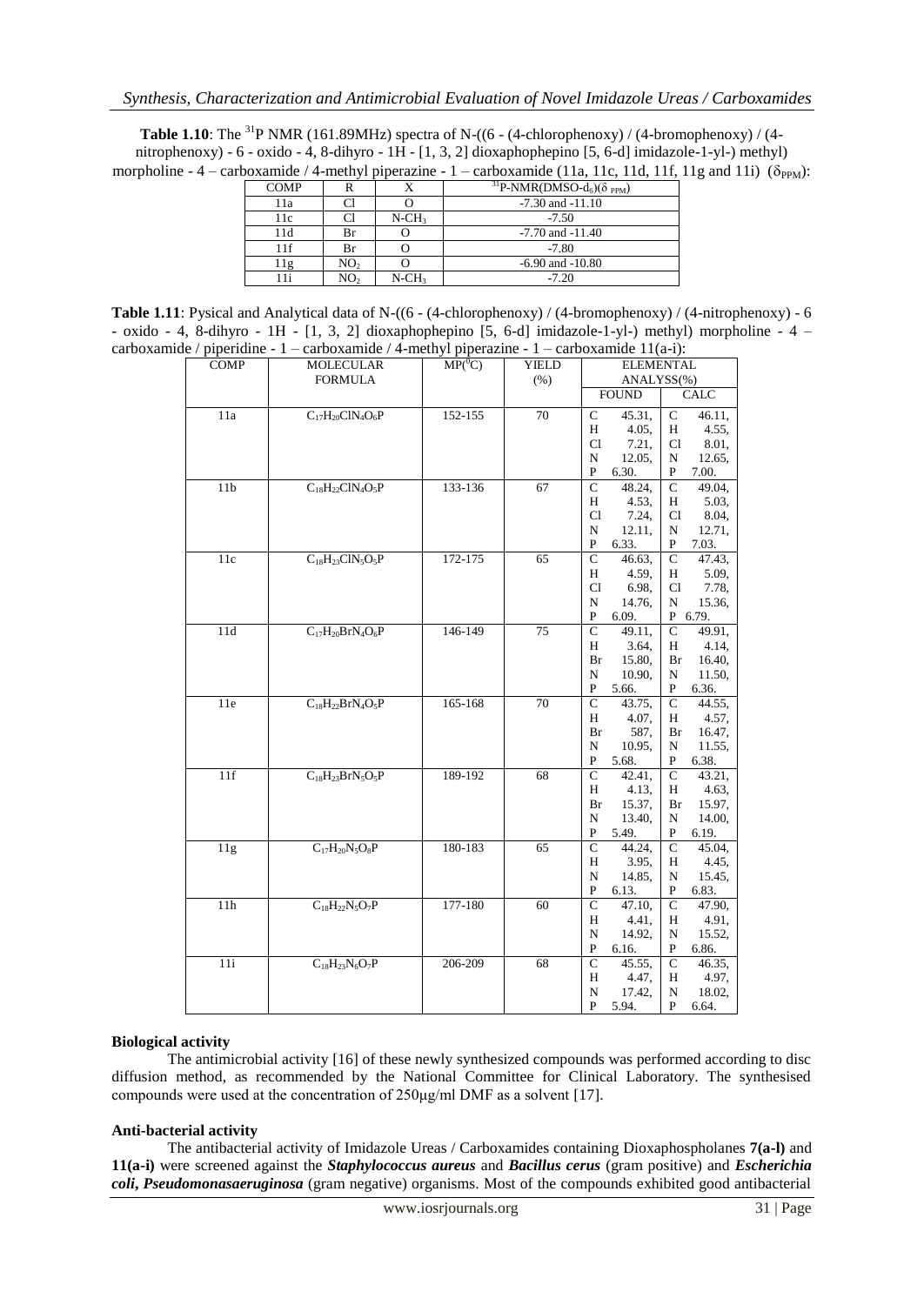**Table 1.10**: The $^{31}P$ NMR (161.89MHz) spectra of N-((6 - (4-chlorophenoxy) / (4-bromophenoxy) / (4-nitrophenoxy) - 6 - oxido - 4, 8-dihyro - 1H - [1, 3, 2] dioxaphophepino [5, 6-d] imidazole-1-yl-) methyl) morpholine - 4 – carboxamide / 4-methyl piperazine - 1 – carboxamide (11a, 11c, 11d, 11f, 11g and 11i) ($\delta_{PPM}$):

| COMP | R | X | $^{31}P$-NMR(DMSO-$d_6$)($\delta_{PPM}$) |
|---|---|---|---|
| 11a | Cl | O | -7.30 and -11.10 |
| 11c | Cl | $N\text{-}CH_3$ | -7.50 |
| 11d | Br | O | -7.70 and -11.40 |
| 11f | Br | O | -7.80 |
| 11g | $NO_2$ | O | -6.90 and -10.80 |
| 11i | $NO_2$ | $N\text{-}CH_3$ | -7.20 |

**Table 1.11**: Pysical and Analytical data of N-((6 - (4-chlorophenoxy) / (4-bromophenoxy) / (4-nitrophenoxy) - 6 - oxido - 4, 8-dihyro - 1H - [1, 3, 2] dioxaphophepino [5, 6-d] imidazole-1-yl-) methyl) morpholine - 4 – carboxamide / piperidine - 1 – carboxamide / 4-methyl piperazine - 1 – carboxamide 11(a-i):

| COMP | MOLECULAR FORMULA | MP($^0$C) | YIELD (%) | ELEMENTAL ANALYSS(%) FOUND | CALC |
|---|---|---|---|---|---|
| 11a | $C_{17}H_{20}ClN_4O_6P$ | 152-155 | 70 | C 45.31, H 4.05, Cl 7.21, N 12.05, P 6.30. | C 46.11, H 4.55, Cl 8.01, N 12.65, P 7.00. |
| 11b | $C_{18}H_{22}ClN_4O_5P$ | 133-136 | 67 | C 48.24, H 4.53, Cl 7.24, N 12.11, P 6.33. | C 49.04, H 5.03, Cl 8.04, N 12.71, P 7.03. |
| 11c | $C_{18}H_{23}ClN_5O_5P$ | 172-175 | 65 | C 46.63, H 4.59, Cl 6.98, N 14.76, P 6.09. | C 47.43, H 5.09, Cl 7.78, N 15.36, P 6.79. |
| 11d | $C_{17}H_{20}BrN_4O_6P$ | 146-149 | 75 | C 49.11, H 3.64, Br 15.80, N 10.90, P 5.66. | C 49.91, H 4.14, Br 16.40, N 11.50, P 6.36. |
| 11e | $C_{18}H_{22}BrN_4O_5P$ | 165-168 | 70 | C 43.75, H 4.07, Br 587, N 10.95, P 5.68. | C 44.55, H 4.57, Br 16.47, N 11.55, P 6.38. |
| 11f | $C_{18}H_{23}BrN_5O_5P$ | 189-192 | 68 | C 42.41, H 4.13, Br 15.37, N 13.40, P 5.49. | C 43.21, H 4.63, Br 15.97, N 14.00, P 6.19. |
| 11g | $C_{17}H_{20}N_5O_8P$ | 180-183 | 65 | C 44.24, H 3.95, N 14.85, P 6.13. | C 45.04, H 4.45, N 15.45, P 6.83. |
| 11h | $C_{18}H_{22}N_5O_7P$ | 177-180 | 60 | C 47.10, H 4.41, N 14.92, P 6.16. | C 47.90, H 4.91, N 15.52, P 6.86. |
| 11i | $C_{18}H_{23}N_6O_7P$ | 206-209 | 68 | C 45.55, H 4.47, N 17.42, P 5.94. | C 46.35, H 4.97, N 18.02, P 6.64. |

**Biological activity**

The antimicrobial activity [16] of these newly synthesized compounds was performed according to disc diffusion method, as recommended by the National Committee for Clinical Laboratory. The synthesised compounds were used at the concentration of 250μg/ml DMF as a solvent [17].

**Anti-bacterial activity**

The antibacterial activity of Imidazole Ureas / Carboxamides containing Dioxaphospholanes **7(a-l)** and **11(a-i)** were screened against the ***Staphylococcus aureus*** and ***Bacillus cerus*** (gram positive) and ***Escherichia coli, Pseudomonasaeruginosa*** (gram negative) organisms. Most of the compounds exhibited good antibacterial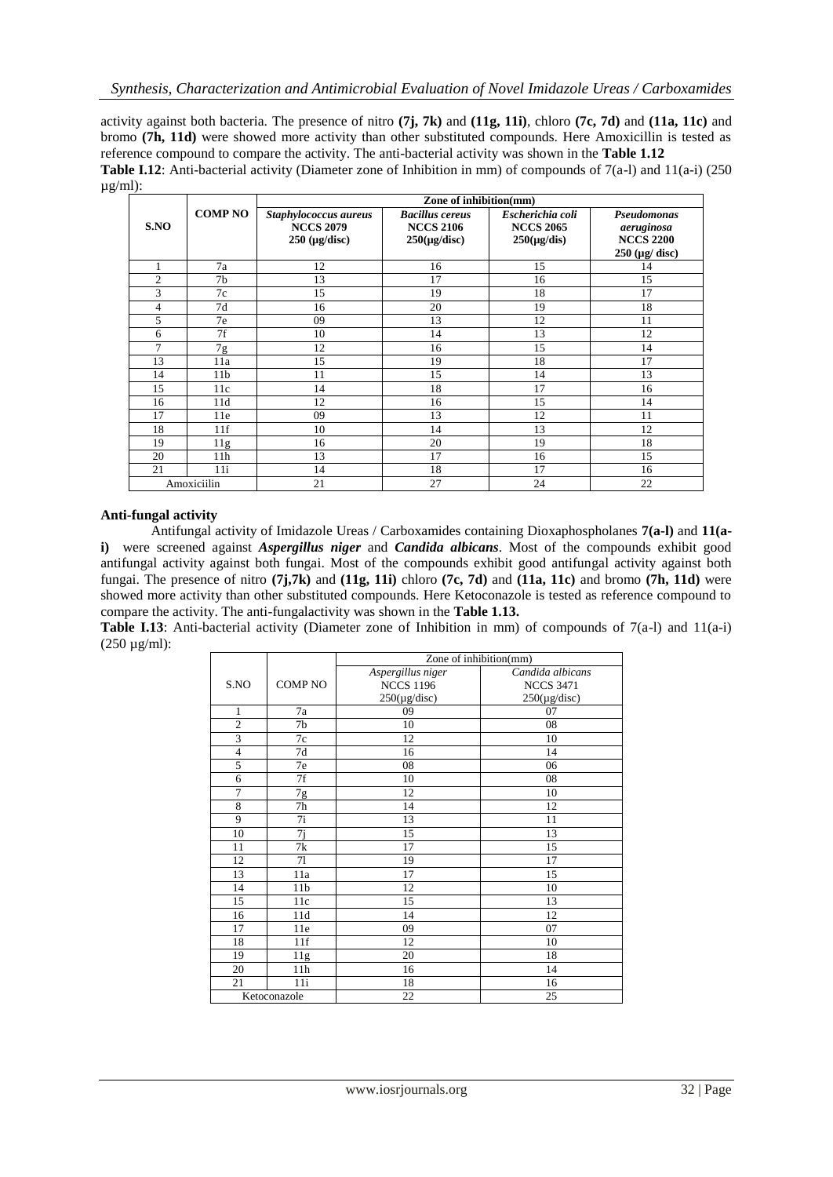activity against both bacteria. The presence of nitro **(7j, 7k)** and **(11g, 11i)**, chloro **(7c, 7d)** and **(11a, 11c)** and bromo **(7h, 11d)** were showed more activity than other substituted compounds. Here Amoxicillin is tested as reference compound to compare the activity. The anti-bacterial activity was shown in the **Table 1.12**

**Table I.12**: Anti-bacterial activity (Diameter zone of Inhibition in mm) of compounds of 7(a-l) and 11(a-i) (250 µg/ml):

| S.NO | COMP NO | Zone of inhibition(mm) | | | |
|---|---|---|---|---|---|
| | | ***Staphylococcus aureus*** **NCCS 2079** **250 (µg/disc)** | ***Bacillus cereus*** **NCCS 2106** **250(µg/disc)** | ***Escherichia coli*** **NCCS 2065** **250(µg/dis)** | ***Pseudomonas aeruginosa*** **NCCS 2200** **250 (µg/ disc)** |
| 1 | 7a | 12 | 16 | 15 | 14 |
| 2 | 7b | 13 | 17 | 16 | 15 |
| 3 | 7c | 15 | 19 | 18 | 17 |
| 4 | 7d | 16 | 20 | 19 | 18 |
| 5 | 7e | 09 | 13 | 12 | 11 |
| 6 | 7f | 10 | 14 | 13 | 12 |
| 7 | 7g | 12 | 16 | 15 | 14 |
| 13 | 11a | 15 | 19 | 18 | 17 |
| 14 | 11b | 11 | 15 | 14 | 13 |
| 15 | 11c | 14 | 18 | 17 | 16 |
| 16 | 11d | 12 | 16 | 15 | 14 |
| 17 | 11e | 09 | 13 | 12 | 11 |
| 18 | 11f | 10 | 14 | 13 | 12 |
| 19 | 11g | 16 | 20 | 19 | 18 |
| 20 | 11h | 13 | 17 | 16 | 15 |
| 21 | 11i | 14 | 18 | 17 | 16 |
| Amoxiciilin | | 21 | 27 | 24 | 22 |

### Anti-fungal activity

Antifungal activity of Imidazole Ureas / Carboxamides containing Dioxaphospholanes **7(a-l)** and **11(a-i)** were screened against ***Aspergillus niger*** and ***Candida albicans***. Most of the compounds exhibit good antifungal activity against both fungai. Most of the compounds exhibit good antifungal activity against both fungai. The presence of nitro **(7j,7k)** and **(11g, 11i)** chloro **(7c, 7d)** and **(11a, 11c)** and bromo **(7h, 11d)** were showed more activity than other substituted compounds. Here Ketoconazole is tested as reference compound to compare the activity. The anti-fungalactivity was shown in the **Table 1.13.**

**Table I.13**: Anti-bacterial activity (Diameter zone of Inhibition in mm) of compounds of 7(a-l) and 11(a-i) (250 µg/ml):

| S.NO | COMP NO | Zone of inhibition(mm) | |
|---|---|---|---|
| | | *Aspergillus niger* NCCS 1196 250(µg/disc) | *Candida albicans* NCCS 3471 250(µg/disc) |
| 1 | 7a | 09 | 07 |
| 2 | 7b | 10 | 08 |
| 3 | 7c | 12 | 10 |
| 4 | 7d | 16 | 14 |
| 5 | 7e | 08 | 06 |
| 6 | 7f | 10 | 08 |
| 7 | 7g | 12 | 10 |
| 8 | 7h | 14 | 12 |
| 9 | 7i | 13 | 11 |
| 10 | 7j | 15 | 13 |
| 11 | 7k | 17 | 15 |
| 12 | 7l | 19 | 17 |
| 13 | 11a | 17 | 15 |
| 14 | 11b | 12 | 10 |
| 15 | 11c | 15 | 13 |
| 16 | 11d | 14 | 12 |
| 17 | 11e | 09 | 07 |
| 18 | 11f | 12 | 10 |
| 19 | 11g | 20 | 18 |
| 20 | 11h | 16 | 14 |
| 21 | 11i | 18 | 16 |
| Ketoconazole | | 22 | 25 |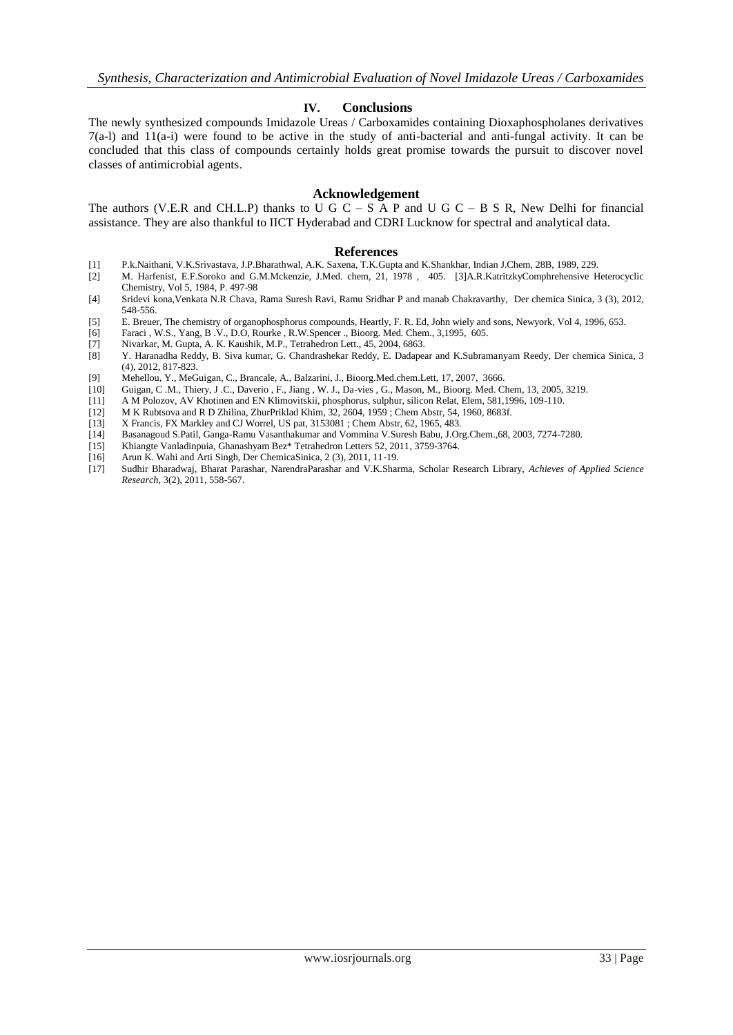## IV. Conclusions

The newly synthesized compounds Imidazole Ureas / Carboxamides containing Dioxaphospholanes derivatives 7(a-l) and 11(a-i) were found to be active in the study of anti-bacterial and anti-fungal activity. It can be concluded that this class of compounds certainly holds great promise towards the pursuit to discover novel classes of antimicrobial agents.

## Acknowledgement

The authors (V.E.R and CH.L.P) thanks to U G C – S A P and U G C – B S R, New Delhi for financial assistance. They are also thankful to IICT Hyderabad and CDRI Lucknow for spectral and analytical data.

## References

[1] P.k.Naithani, V.K.Srivastava, J.P.Bharathwal, A.K. Saxena, T.K.Gupta and K.Shankhar, Indian J.Chem, 28B, 1989, 229.

[2] M. Harfenist, E.F.Soroko and G.M.Mckenzie, J.Med. chem, 21, 1978 , 405. [3]A.R.KatritzkyComphrehensive Heterocyclic Chemistry, Vol 5, 1984, P. 497-98

[4] Sridevi kona,Venkata N.R Chava, Rama Suresh Ravi, Ramu Sridhar P and manab Chakravarthy, Der chemica Sinica, 3 (3), 2012, 548-556.

[5] E. Breuer, The chemistry of organophosphorus compounds, Heartly, F. R. Ed, John wiely and sons, Newyork, Vol 4, 1996, 653.

[6] Faraci , W.S., Yang, B .V., D.O, Rourke , R.W.Spencer ., Bioorg. Med. Chem., 3,1995, 605.

[7] Nivarkar, M. Gupta, A. K. Kaushik, M.P., Tetrahedron Lett., 45, 2004, 6863.

[8] Y. Haranadha Reddy, B. Siva kumar, G. Chandrashekar Reddy, E. Dadapear and K.Subramanyam Reedy, Der chemica Sinica, 3 (4), 2012, 817-823.

[9] Mehellou, Y., MeGuigan, C., Brancale, A., Balzarini, J., Bioorg.Med.chem.Lett, 17, 2007, 3666.

[10] Guigan, C .M., Thiery, J .C., Daverio , F., Jiang , W. J., Da-vies , G., Mason, M., Bioorg. Med. Chem, 13, 2005, 3219.

[11] A M Polozov, AV Khotinen and EN Klimovitskii, phosphorus, sulphur, silicon Relat, Elem, 581,1996, 109-110.

[12] M K Rubtsova and R D Zhilina, ZhurPriklad Khim, 32, 2604, 1959 ; Chem Abstr, 54, 1960, 8683f.

[13] X Francis, FX Markley and CJ Worrel, US pat, 3153081 ; Chem Abstr, 62, 1965, 483.

[14] Basanagoud S.Patil, Ganga-Ramu Vasanthakumar and Vommina V.Suresh Babu, J.Org.Chem.,68, 2003, 7274-7280.

[15] Khiangte Vanladinpuia, Ghanashyam Bez* Tetrahedron Letters 52, 2011, 3759-3764.

[16] Arun K. Wahi and Arti Singh, Der ChemicaSinica, 2 (3), 2011, 11-19.

[17] Sudhir Bharadwaj, Bharat Parashar, NarendraParashar and V.K.Sharma, Scholar Research Library, *Achieves of Applied Science Research*, 3(2), 2011, 558-567.